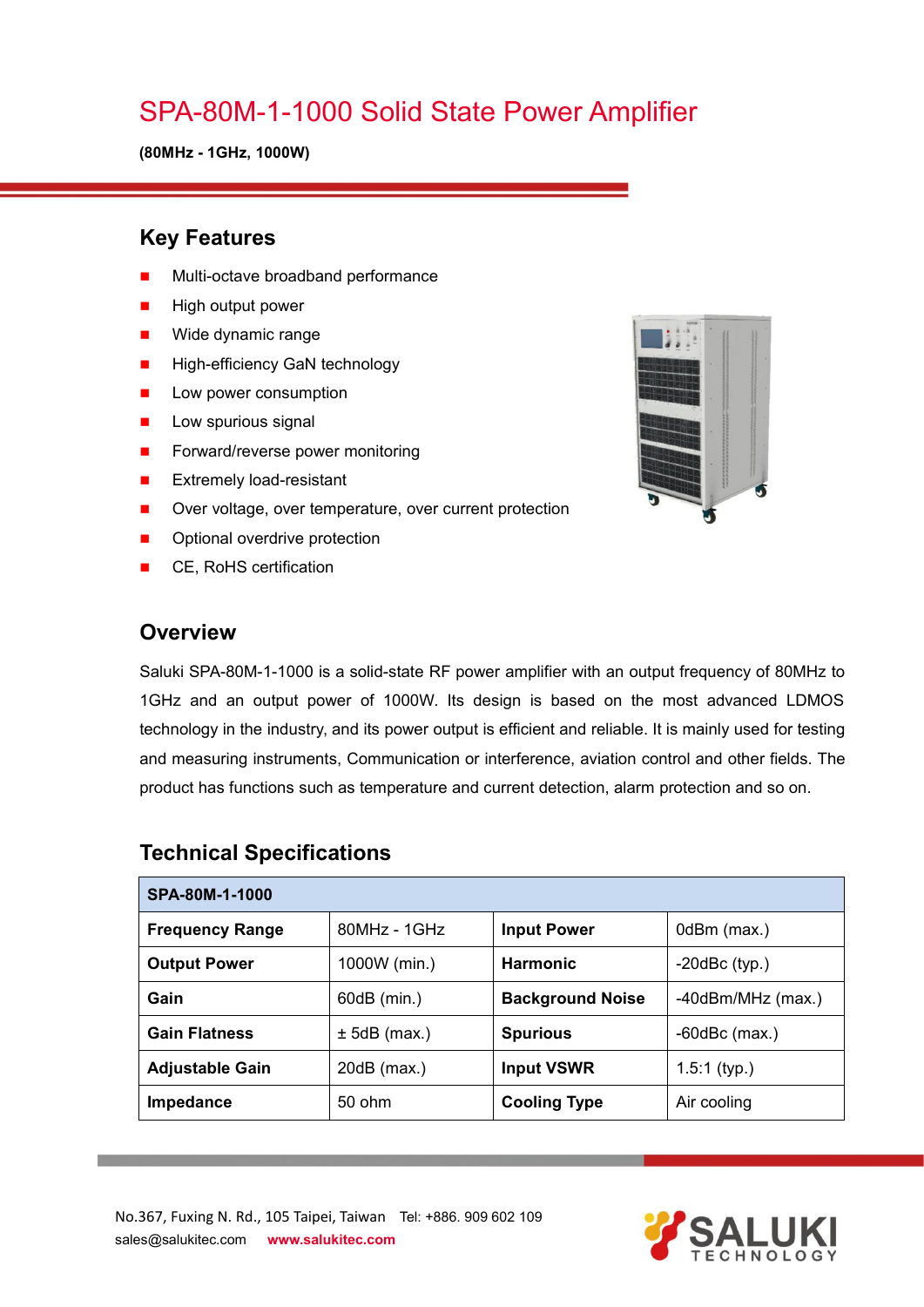# SPA-80M-1-1000 Solid State Power Amplifier

**(80MHz - 1GHz, 1000W)**

## Key Features

- Multi-octave broadband performance
- High output power
- Wide dynamic range
- High-efficiency GaN technology
- Low power consumption
- Low spurious signal
- Forward/reverse power monitoring
- Extremely load-resistant
- Over voltage, over temperature, over current protection
- Optional overdrive protection
- CE, RoHS certification

## Overview

Saluki SPA-80M-1-1000 is a solid-state RF power amplifier with an output frequency of 80MHz to 1GHz and an output power of 1000W. Its design is based on the most advanced LDMOS technology in the industry, and its power output is efficient and reliable. It is mainly used for testing and measuring instruments, Communication or interference, aviation control and other fields. The product has functions such as temperature and current detection, alarm protection and so on.

## Technical Specifications

| SPA-80M-1-1000 | | | |
|---|---|---|---|
| **Frequency Range** | 80MHz - 1GHz | **Input Power** | 0dBm (max.) |
| **Output Power** | 1000W (min.) | **Harmonic** | -20dBc (typ.) |
| **Gain** | 60dB (min.) | **Background Noise** | -40dBm/MHz (max.) |
| **Gain Flatness** | ± 5dB (max.) | **Spurious** | -60dBc (max.) |
| **Adjustable Gain** | 20dB (max.) | **Input VSWR** | 1.5:1 (typ.) |
| **Impedance** | 50 ohm | **Cooling Type** | Air cooling |

No.367, Fuxing N. Rd., 105 Taipei, Taiwan Tel: +886. 909 602 109
sales@salukitec.com www.salukitec.com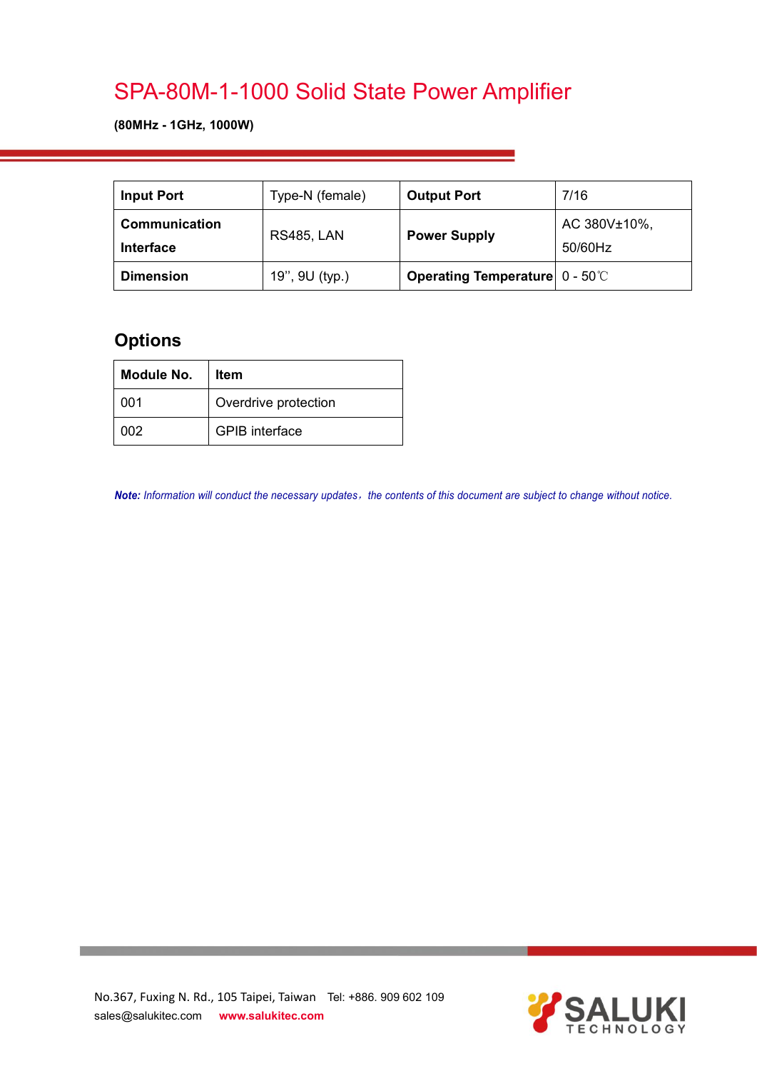# SPA-80M-1-1000 Solid State Power Amplifier

**(80MHz - 1GHz, 1000W)**

| | | | |
|---|---|---|---|
| **Input Port** | Type-N (female) | **Output Port** | 7/16 |
| **Communication Interface** | RS485, LAN | **Power Supply** | AC 380V±10%, 50/60Hz |
| **Dimension** | 19'', 9U (typ.) | **Operating Temperature** | 0 - 50℃ |

## Options

| Module No. | Item |
|---|---|
| 001 | Overdrive protection |
| 002 | GPIB interface |

***Note:*** *Information will conduct the necessary updates，the contents of this document are subject to change without notice.*

No.367, Fuxing N. Rd., 105 Taipei, Taiwan Tel: +886. 909 602 109
sales@salukitec.com **www.salukitec.com**